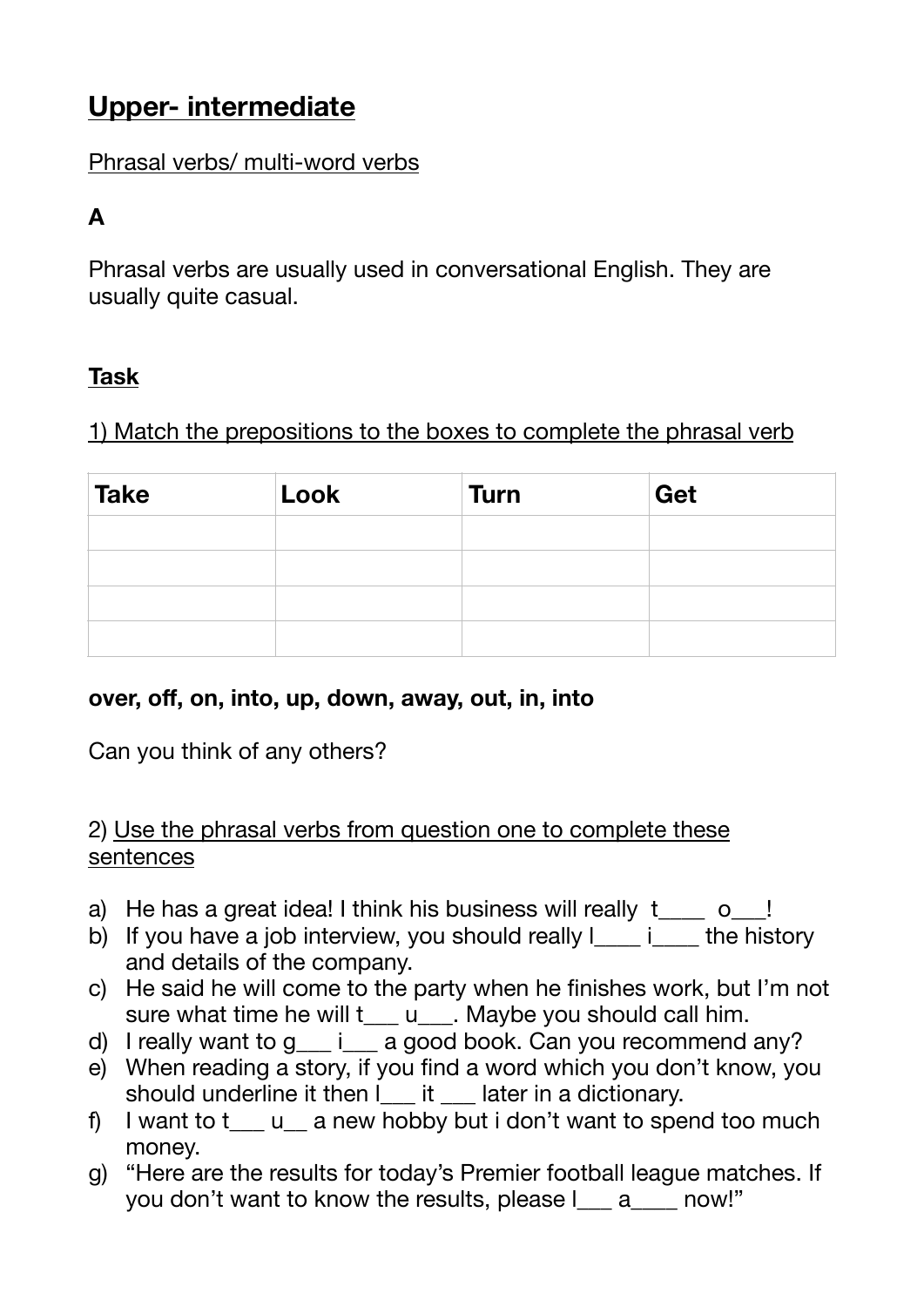# Upper- intermediate

Phrasal verbs/ multi-word verbs

**A**

Phrasal verbs are usually used in conversational English. They are usually quite casual.

**Task**

1) Match the prepositions to the boxes to complete the phrasal verb

| Take | Look | Turn | Get |
|---|---|---|---|
| | | | |
| | | | |
| | | | |
| | | | |

**over, off, on, into, up, down, away, out, in, into**

Can you think of any others?

2) Use the phrasal verbs from question one to complete these sentences

a) He has a great idea! I think his business will really t____ o___!
b) If you have a job interview, you should really l____ i____ the history and details of the company.
c) He said he will come to the party when he finishes work, but I'm not sure what time he will t___ u___. Maybe you should call him.
d) I really want to g___ i___ a good book. Can you recommend any?
e) When reading a story, if you find a word which you don't know, you should underline it then l___ it ___ later in a dictionary.
f) I want to t___ u__ a new hobby but i don't want to spend too much money.
g) "Here are the results for today's Premier football league matches. If you don't want to know the results, please l___ a____ now!"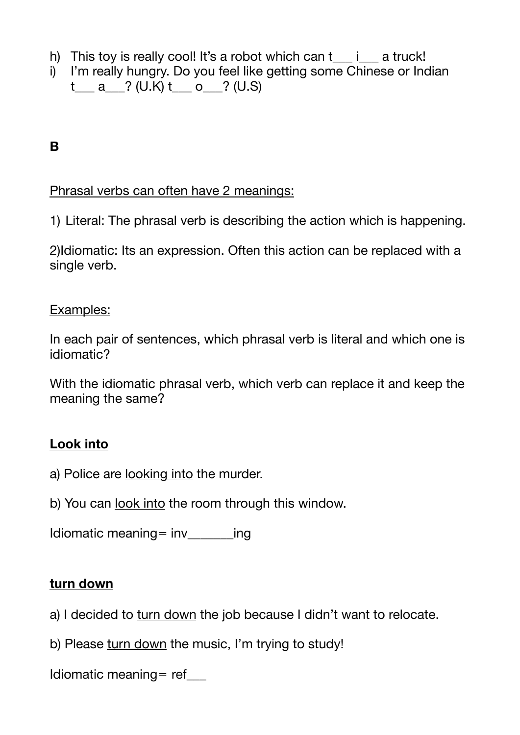h) This toy is really cool! It's a robot which can t___ i___ a truck!
i) I'm really hungry. Do you feel like getting some Chinese or Indian t___ a___? (U.K) t___ o___? (U.S)

**B**

<u>Phrasal verbs can often have 2 meanings:</u>

1) Literal: The phrasal verb is describing the action which is happening.

2)Idiomatic: Its an expression. Often this action can be replaced with a single verb.

<u>Examples:</u>

In each pair of sentences, which phrasal verb is literal and which one is idiomatic?

With the idiomatic phrasal verb, which verb can replace it and keep the meaning the same?

**<u>Look into</u>**

a) Police are <u>looking into</u> the murder.

b) You can <u>look into</u> the room through this window.

Idiomatic meaning= inv_______ing

**<u>turn down</u>**

a) I decided to <u>turn down</u> the job because I didn't want to relocate.

b) Please <u>turn down</u> the music, I'm trying to study!

Idiomatic meaning= ref___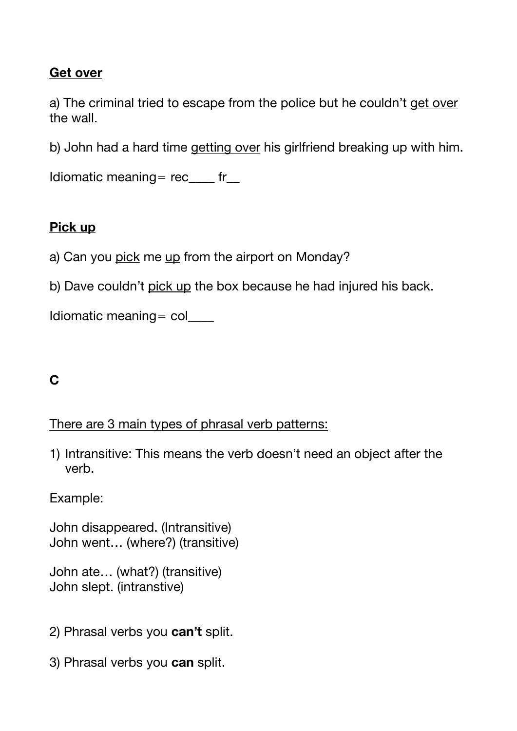**<u>Get over</u>**

a) The criminal tried to escape from the police but he couldn't <u>get over</u> the wall.

b) John had a hard time <u>getting over</u> his girlfriend breaking up with him.

Idiomatic meaning= rec____ fr__

**<u>Pick up</u>**

a) Can you <u>pick</u> me <u>up</u> from the airport on Monday?

b) Dave couldn't <u>pick up</u> the box because he had injured his back.

Idiomatic meaning= col____

## C

<u>There are 3 main types of phrasal verb patterns:</u>

1) Intransitive: This means the verb doesn't need an object after the verb.

Example:

John disappeared. (Intransitive)
John went… (where?) (transitive)

John ate… (what?) (transitive)
John slept. (intranstive)

2) Phrasal verbs you **can't** split.

3) Phrasal verbs you **can** split.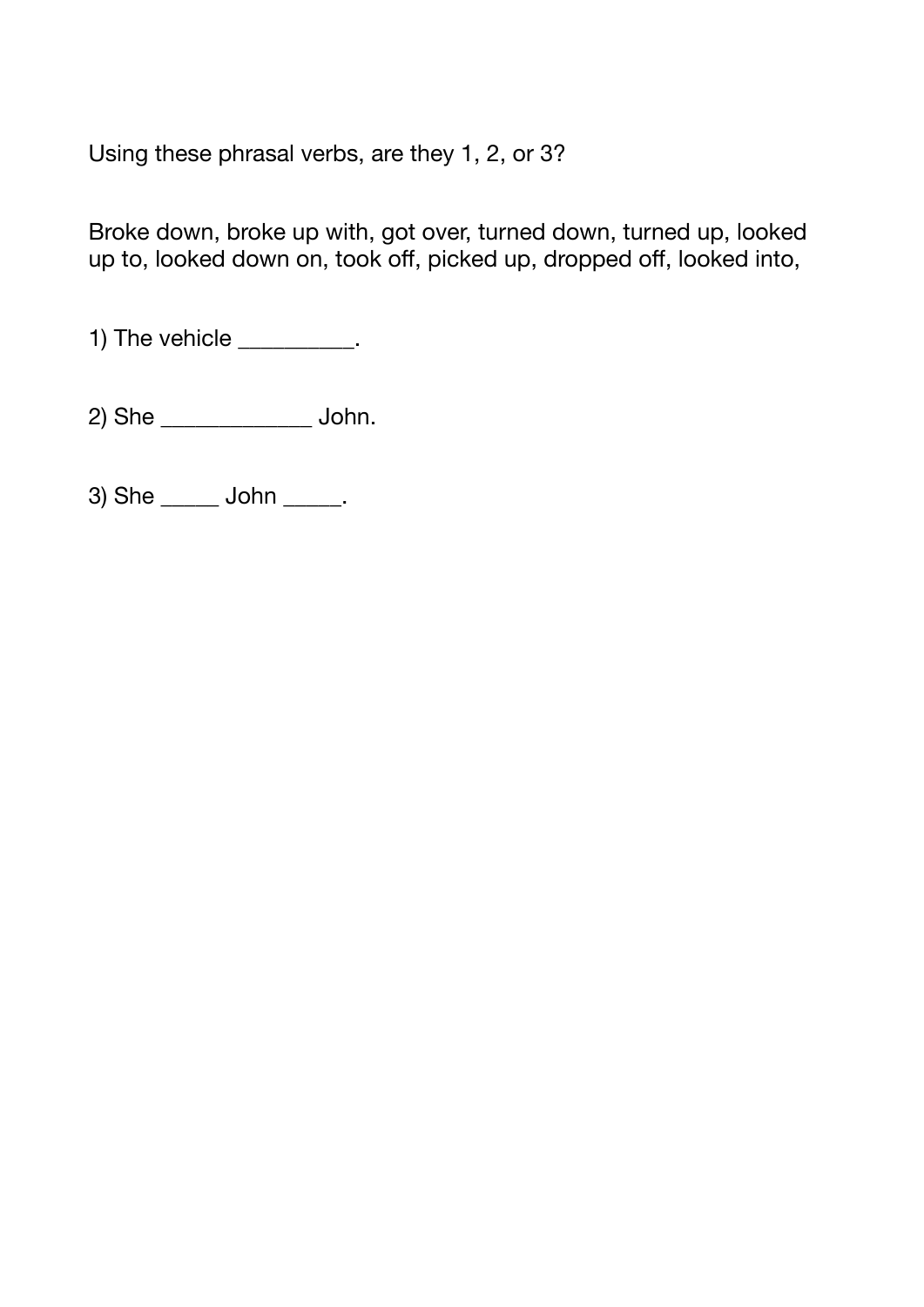Using these phrasal verbs, are they 1, 2, or 3?

Broke down, broke up with, got over, turned down, turned up, looked up to, looked down on, took off, picked up, dropped off, looked into,

1) The vehicle _________.

2) She ____________ John.

3) She _____ John _____.